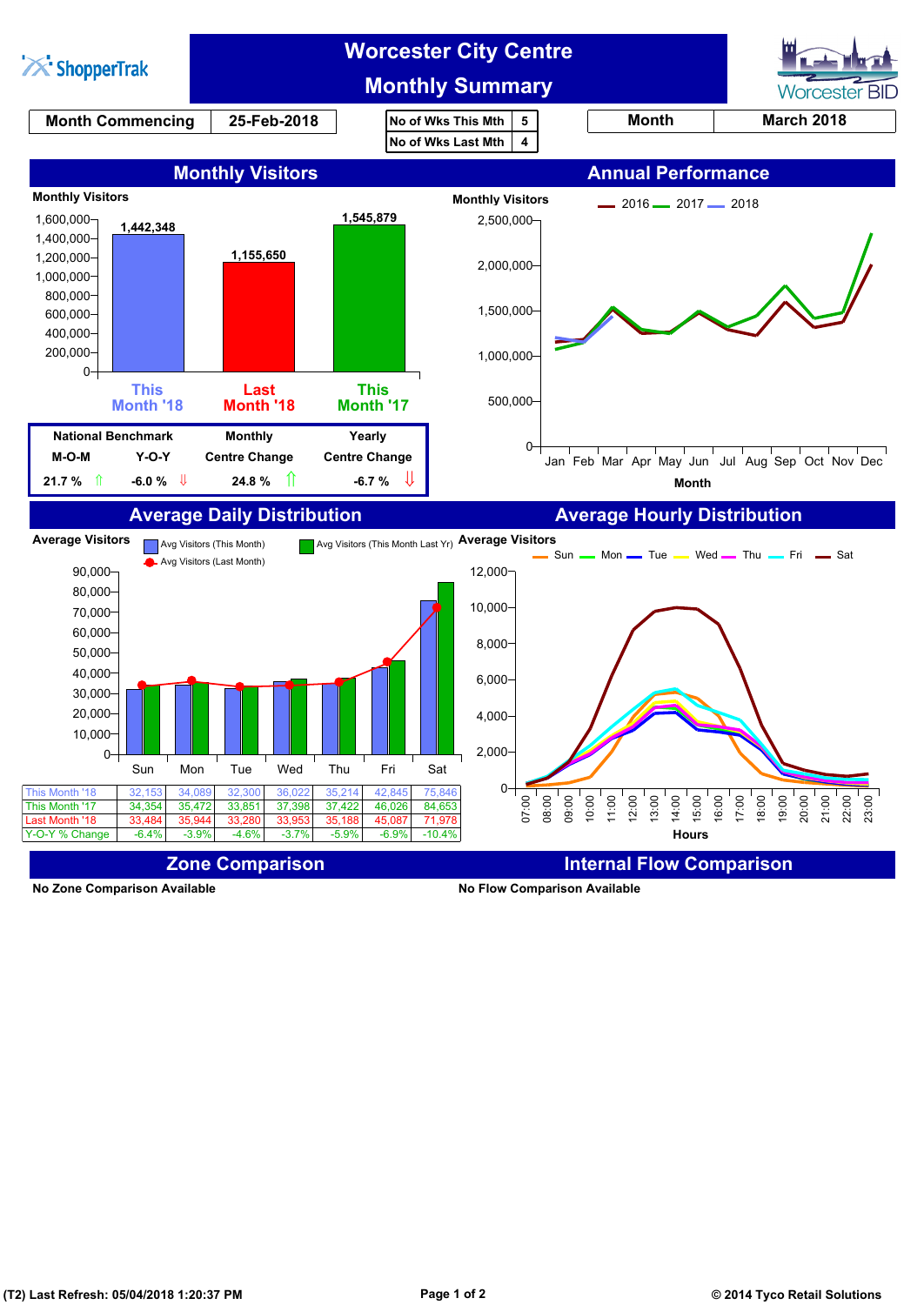ShopperTrak

# Worcester City Centre Monthly Summary

Worcester BID

| Month Commencing | 25-Feb-2018 |
|---|---|

| No of Wks This Mth | 5 |
|---|---|
| No of Wks Last Mth | 4 |

| Month | March 2018 |
|---|---|

## Monthly Visitors

Monthly Visitors

| | Visitors |
|---|---|
| This Month '18 | 1,442,348 |
| Last Month '18 | 1,155,650 |
| This Month '17 | 1,545,879 |

| National Benchmark | | Monthly | Yearly |
|---|---|---|---|
| M-O-M | Y-O-Y | Centre Change | Centre Change |
| 21.7 % ⇑ | -6.0 % ⇓ | 24.8 % ⇑ | -6.7 % ⇓ |

## Annual Performance

Monthly Visitors — 2016, 2017, 2018 (Jan–Dec)

Month

## Average Daily Distribution

Average Visitors — Avg Visitors (This Month), Avg Visitors (This Month Last Yr), Avg Visitors (Last Month)

| | Sun | Mon | Tue | Wed | Thu | Fri | Sat |
|---|---|---|---|---|---|---|---|
| This Month '18 | 32,153 | 34,089 | 32,300 | 36,022 | 35,214 | 42,845 | 75,846 |
| This Month '17 | 34,354 | 35,472 | 33,851 | 37,398 | 37,422 | 46,026 | 84,653 |
| Last Month '18 | 33,484 | 35,944 | 33,280 | 33,953 | 35,188 | 45,087 | 71,978 |
| Y-O-Y % Change | -6.4% | -3.9% | -4.6% | -3.7% | -5.9% | -6.9% | -10.4% |

## Average Hourly Distribution

Average Visitors — Sun, Mon, Tue, Wed, Thu, Fri, Sat (07:00–23:00)

Hours

## Zone Comparison

No Zone Comparison Available

## Internal Flow Comparison

No Flow Comparison Available

(T2) Last Refresh: 05/04/2018 1:20:37 PM

© 2014 Tyco Retail Solutions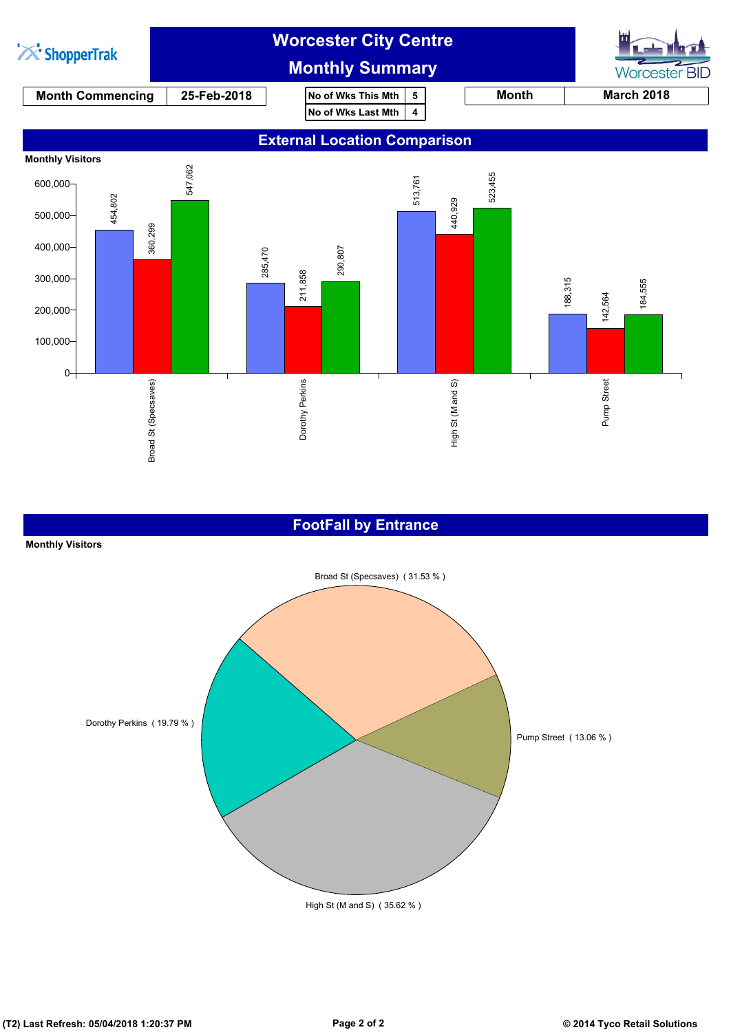# Worcester City Centre
## Monthly Summary

| Month Commencing | 25-Feb-2018 |
|---|---|

| No of Wks This Mth | 5 |
|---|---|
| No of Wks Last Mth | 4 |

| Month | March 2018 |
|---|---|

## External Location Comparison

Monthly Visitors

| Location | Blue | Red | Green |
|---|---|---|---|
| Broad St (Specsaves) | 454,802 | 360,299 | 547,062 |
| Dorothy Perkins | 285,470 | 211,858 | 290,807 |
| High St (M and S) | 513,761 | 440,929 | 523,455 |
| Pump Street | 188,315 | 142,564 | 184,555 |

## FootFall by Entrance

Monthly Visitors

| Entrance | Share |
|---|---|
| Broad St (Specsaves) | 31.53 % |
| Dorothy Perkins | 19.79 % |
| High St (M and S) | 35.62 % |
| Pump Street | 13.06 % |

(T2) Last Refresh: 05/04/2018 1:20:37 PM

© 2014 Tyco Retail Solutions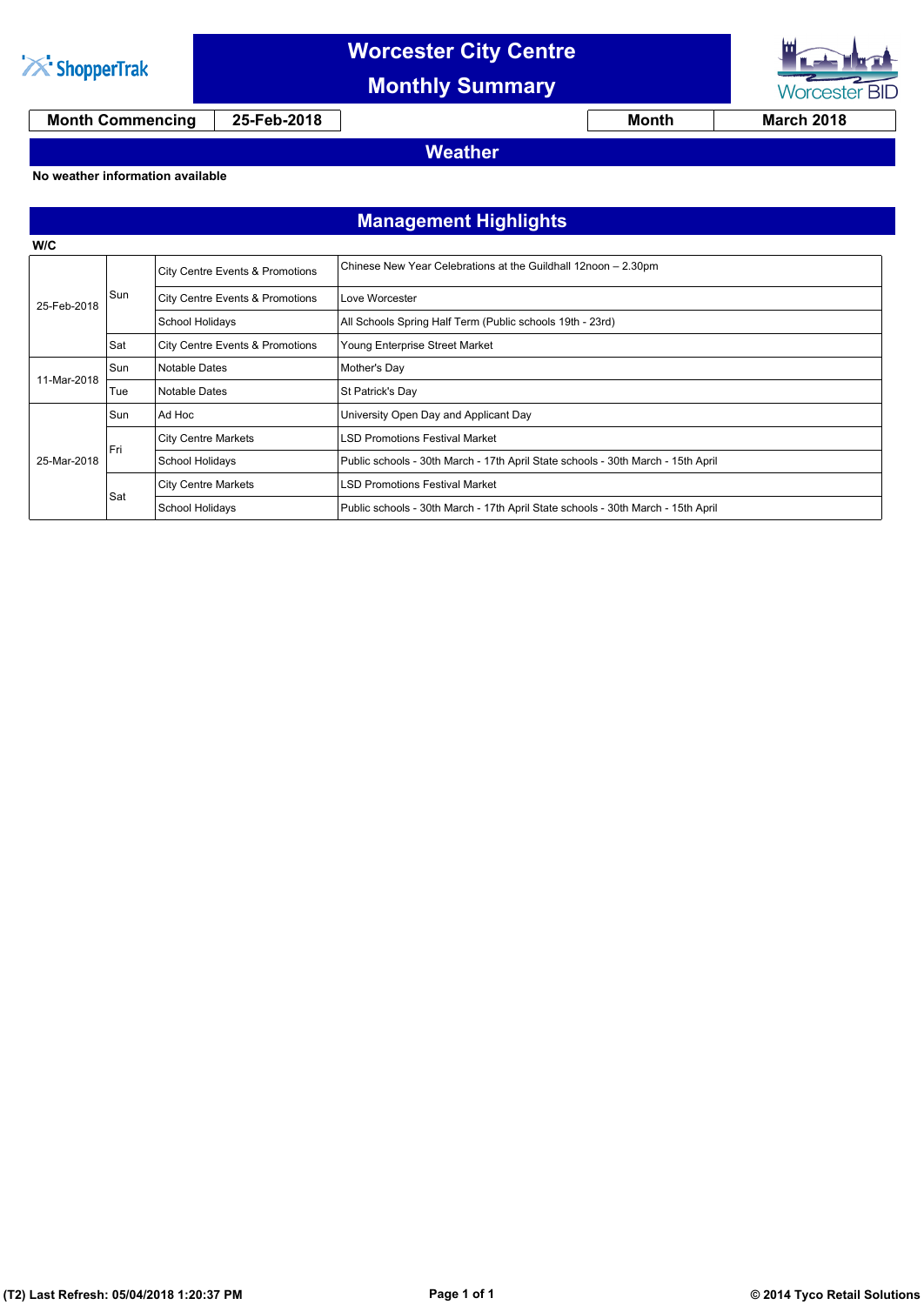# Worcester City Centre Monthly Summary

| Month Commencing | 25-Feb-2018 | Month | March 2018 |
|---|---|---|---|

## Weather

**No weather information available**

## Management Highlights

| W/C | | | |
|---|---|---|---|
| 25-Feb-2018 | Sun | City Centre Events & Promotions | Chinese New Year Celebrations at the Guildhall 12noon – 2.30pm |
| | | City Centre Events & Promotions | Love Worcester |
| | | School Holidays | All Schools Spring Half Term (Public schools 19th - 23rd) |
| | Sat | City Centre Events & Promotions | Young Enterprise Street Market |
| 11-Mar-2018 | Sun | Notable Dates | Mother's Day |
| | Tue | Notable Dates | St Patrick's Day |
| 25-Mar-2018 | Sun | Ad Hoc | University Open Day and Applicant Day |
| | Fri | City Centre Markets | LSD Promotions Festival Market |
| | | School Holidays | Public schools - 30th March - 17th April State schools - 30th March - 15th April |
| | Sat | City Centre Markets | LSD Promotions Festival Market |
| | | School Holidays | Public schools - 30th March - 17th April State schools - 30th March - 15th April |

(T2) Last Refresh: 05/04/2018 1:20:37 PM

© 2014 Tyco Retail Solutions